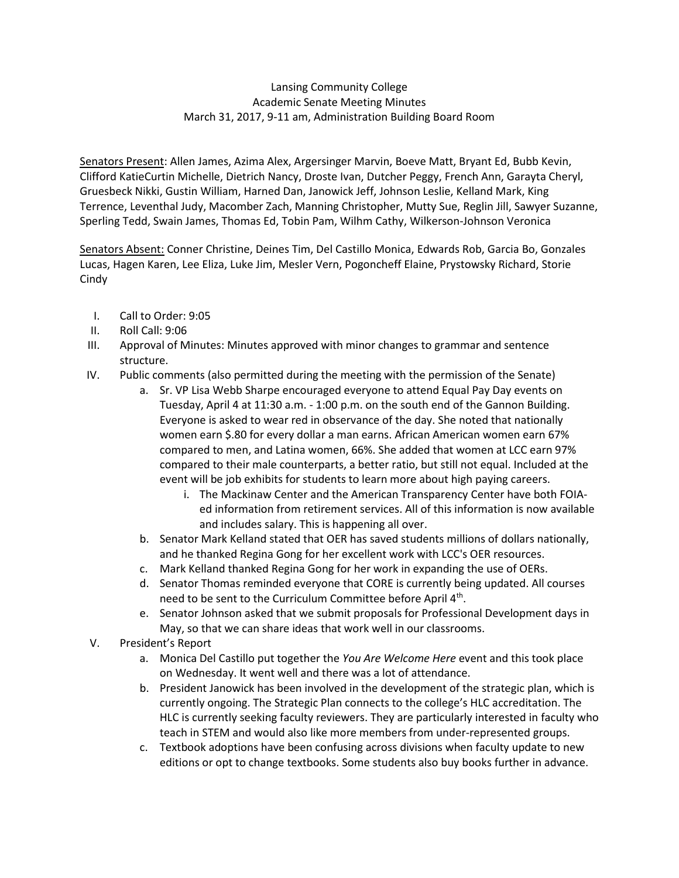Lansing Community College
Academic Senate Meeting Minutes
March 31, 2017, 9-11 am, Administration Building Board Room

Senators Present: Allen James, Azima Alex, Argersinger Marvin, Boeve Matt, Bryant Ed, Bubb Kevin, Clifford KatieCurtin Michelle, Dietrich Nancy, Droste Ivan, Dutcher Peggy, French Ann, Garayta Cheryl, Gruesbeck Nikki, Gustin William, Harned Dan, Janowick Jeff, Johnson Leslie, Kelland Mark, King Terrence, Leventhal Judy, Macomber Zach, Manning Christopher, Mutty Sue, Reglin Jill, Sawyer Suzanne, Sperling Tedd, Swain James, Thomas Ed, Tobin Pam, Wilhm Cathy, Wilkerson-Johnson Veronica

Senators Absent: Conner Christine, Deines Tim, Del Castillo Monica, Edwards Rob, Garcia Bo, Gonzales Lucas, Hagen Karen, Lee Eliza, Luke Jim, Mesler Vern, Pogoncheff Elaine, Prystowsky Richard, Storie Cindy

I. Call to Order: 9:05
II. Roll Call: 9:06
III. Approval of Minutes: Minutes approved with minor changes to grammar and sentence structure.
IV. Public comments (also permitted during the meeting with the permission of the Senate)
    a. Sr. VP Lisa Webb Sharpe encouraged everyone to attend Equal Pay Day events on Tuesday, April 4 at 11:30 a.m. - 1:00 p.m. on the south end of the Gannon Building. Everyone is asked to wear red in observance of the day. She noted that nationally women earn $.80 for every dollar a man earns. African American women earn 67% compared to men, and Latina women, 66%. She added that women at LCC earn 97% compared to their male counterparts, a better ratio, but still not equal. Included at the event will be job exhibits for students to learn more about high paying careers.
        i. The Mackinaw Center and the American Transparency Center have both FOIA-ed information from retirement services. All of this information is now available and includes salary. This is happening all over.
    b. Senator Mark Kelland stated that OER has saved students millions of dollars nationally, and he thanked Regina Gong for her excellent work with LCC's OER resources.
    c. Mark Kelland thanked Regina Gong for her work in expanding the use of OERs.
    d. Senator Thomas reminded everyone that CORE is currently being updated. All courses need to be sent to the Curriculum Committee before April 4th.
    e. Senator Johnson asked that we submit proposals for Professional Development days in May, so that we can share ideas that work well in our classrooms.
V. President's Report
    a. Monica Del Castillo put together the *You Are Welcome Here* event and this took place on Wednesday. It went well and there was a lot of attendance.
    b. President Janowick has been involved in the development of the strategic plan, which is currently ongoing. The Strategic Plan connects to the college's HLC accreditation. The HLC is currently seeking faculty reviewers. They are particularly interested in faculty who teach in STEM and would also like more members from under-represented groups.
    c. Textbook adoptions have been confusing across divisions when faculty update to new editions or opt to change textbooks. Some students also buy books further in advance.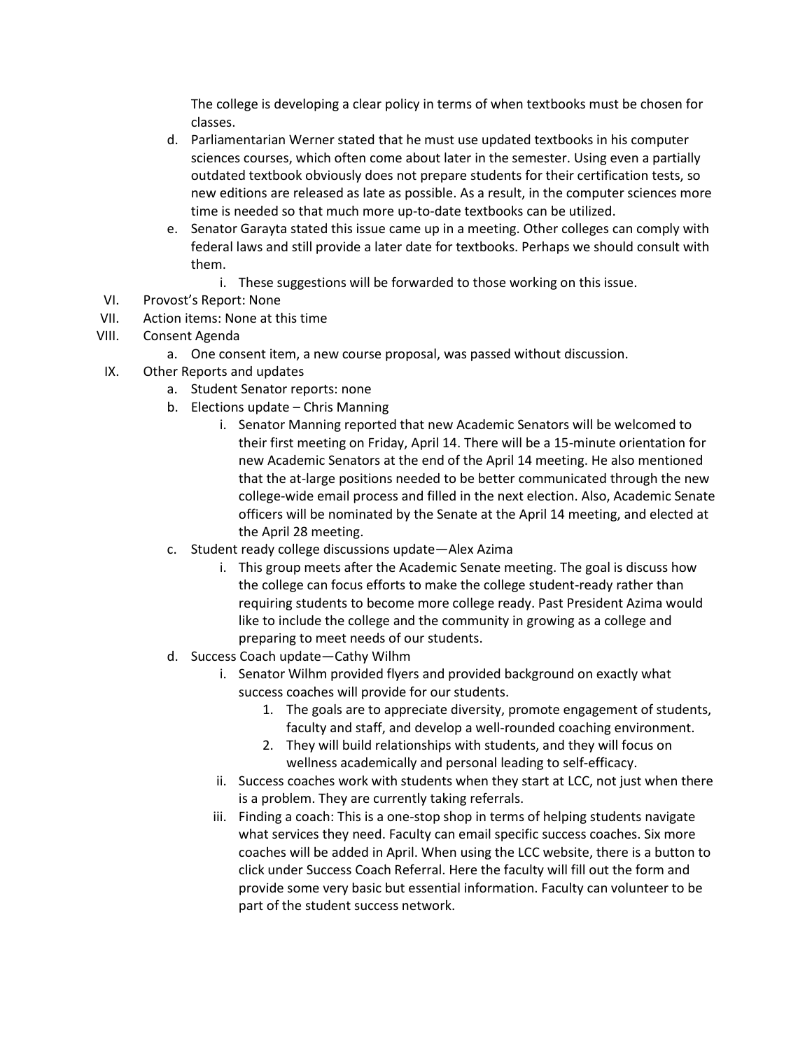The college is developing a clear policy in terms of when textbooks must be chosen for classes.

d. Parliamentarian Werner stated that he must use updated textbooks in his computer sciences courses, which often come about later in the semester. Using even a partially outdated textbook obviously does not prepare students for their certification tests, so new editions are released as late as possible. As a result, in the computer sciences more time is needed so that much more up-to-date textbooks can be utilized.

e. Senator Garayta stated this issue came up in a meeting. Other colleges can comply with federal laws and still provide a later date for textbooks. Perhaps we should consult with them.

  i. These suggestions will be forwarded to those working on this issue.

VI. Provost's Report: None

VII. Action items: None at this time

VIII. Consent Agenda

  a. One consent item, a new course proposal, was passed without discussion.

IX. Other Reports and updates

  a. Student Senator reports: none

  b. Elections update – Chris Manning

    i. Senator Manning reported that new Academic Senators will be welcomed to their first meeting on Friday, April 14. There will be a 15-minute orientation for new Academic Senators at the end of the April 14 meeting. He also mentioned that the at-large positions needed to be better communicated through the new college-wide email process and filled in the next election. Also, Academic Senate officers will be nominated by the Senate at the April 14 meeting, and elected at the April 28 meeting.

  c. Student ready college discussions update—Alex Azima

    i. This group meets after the Academic Senate meeting. The goal is discuss how the college can focus efforts to make the college student-ready rather than requiring students to become more college ready. Past President Azima would like to include the college and the community in growing as a college and preparing to meet needs of our students.

  d. Success Coach update—Cathy Wilhm

    i. Senator Wilhm provided flyers and provided background on exactly what success coaches will provide for our students.

      1. The goals are to appreciate diversity, promote engagement of students, faculty and staff, and develop a well-rounded coaching environment.
      2. They will build relationships with students, and they will focus on wellness academically and personal leading to self-efficacy.

    ii. Success coaches work with students when they start at LCC, not just when there is a problem. They are currently taking referrals.

    iii. Finding a coach: This is a one-stop shop in terms of helping students navigate what services they need. Faculty can email specific success coaches. Six more coaches will be added in April. When using the LCC website, there is a button to click under Success Coach Referral. Here the faculty will fill out the form and provide some very basic but essential information. Faculty can volunteer to be part of the student success network.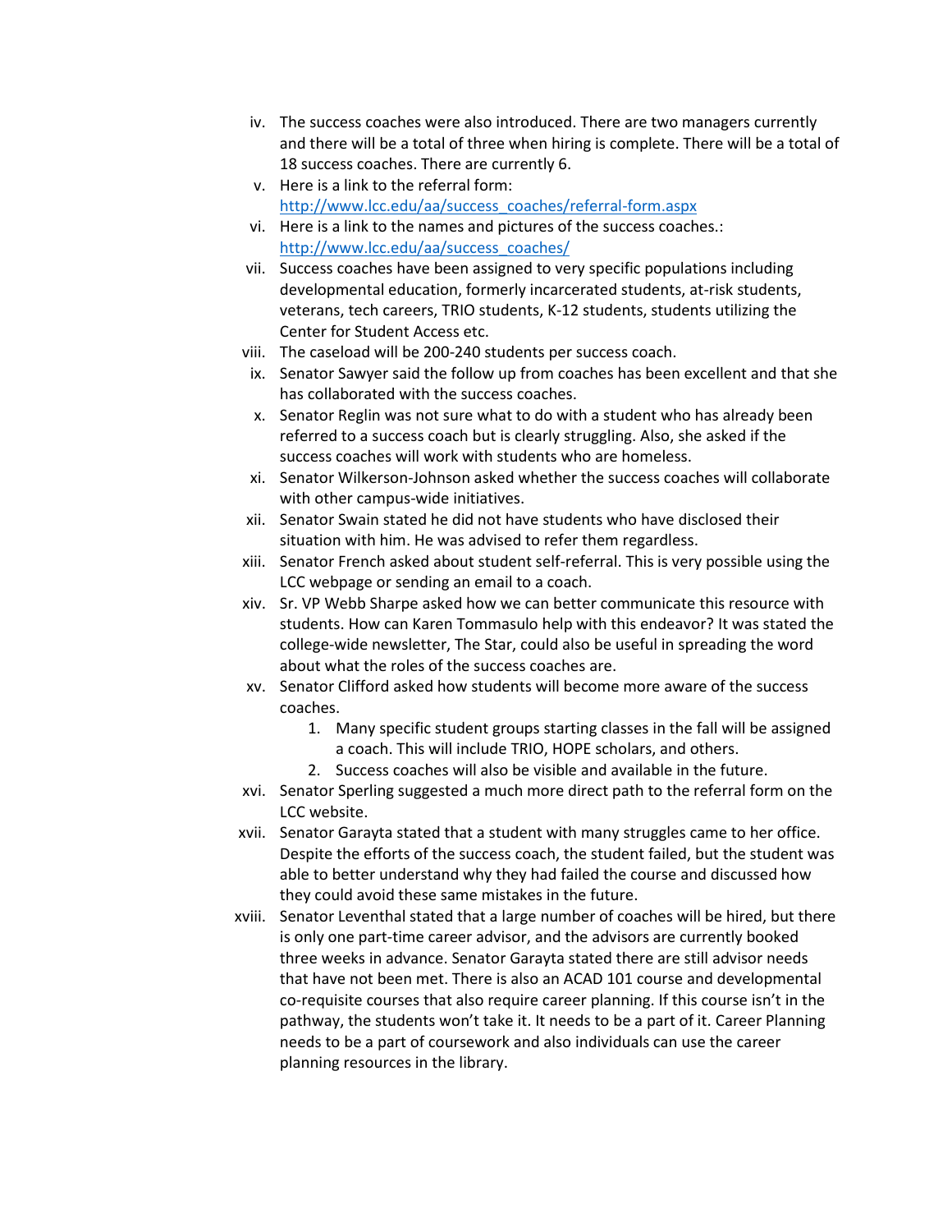iv. The success coaches were also introduced. There are two managers currently and there will be a total of three when hiring is complete. There will be a total of 18 success coaches. There are currently 6.

v. Here is a link to the referral form: [http://www.lcc.edu/aa/success_coaches/referral-form.aspx](http://www.lcc.edu/aa/success_coaches/referral-form.aspx)

vi. Here is a link to the names and pictures of the success coaches.: [http://www.lcc.edu/aa/success_coaches/](http://www.lcc.edu/aa/success_coaches/)

vii. Success coaches have been assigned to very specific populations including developmental education, formerly incarcerated students, at-risk students, veterans, tech careers, TRIO students, K-12 students, students utilizing the Center for Student Access etc.

viii. The caseload will be 200-240 students per success coach.

ix. Senator Sawyer said the follow up from coaches has been excellent and that she has collaborated with the success coaches.

x. Senator Reglin was not sure what to do with a student who has already been referred to a success coach but is clearly struggling. Also, she asked if the success coaches will work with students who are homeless.

xi. Senator Wilkerson-Johnson asked whether the success coaches will collaborate with other campus-wide initiatives.

xii. Senator Swain stated he did not have students who have disclosed their situation with him. He was advised to refer them regardless.

xiii. Senator French asked about student self-referral. This is very possible using the LCC webpage or sending an email to a coach.

xiv. Sr. VP Webb Sharpe asked how we can better communicate this resource with students. How can Karen Tommasulo help with this endeavor? It was stated the college-wide newsletter, The Star, could also be useful in spreading the word about what the roles of the success coaches are.

xv. Senator Clifford asked how students will become more aware of the success coaches.

1. Many specific student groups starting classes in the fall will be assigned a coach. This will include TRIO, HOPE scholars, and others.
2. Success coaches will also be visible and available in the future.

xvi. Senator Sperling suggested a much more direct path to the referral form on the LCC website.

xvii. Senator Garayta stated that a student with many struggles came to her office. Despite the efforts of the success coach, the student failed, but the student was able to better understand why they had failed the course and discussed how they could avoid these same mistakes in the future.

xviii. Senator Leventhal stated that a large number of coaches will be hired, but there is only one part-time career advisor, and the advisors are currently booked three weeks in advance. Senator Garayta stated there are still advisor needs that have not been met. There is also an ACAD 101 course and developmental co-requisite courses that also require career planning. If this course isn't in the pathway, the students won't take it. It needs to be a part of it. Career Planning needs to be a part of coursework and also individuals can use the career planning resources in the library.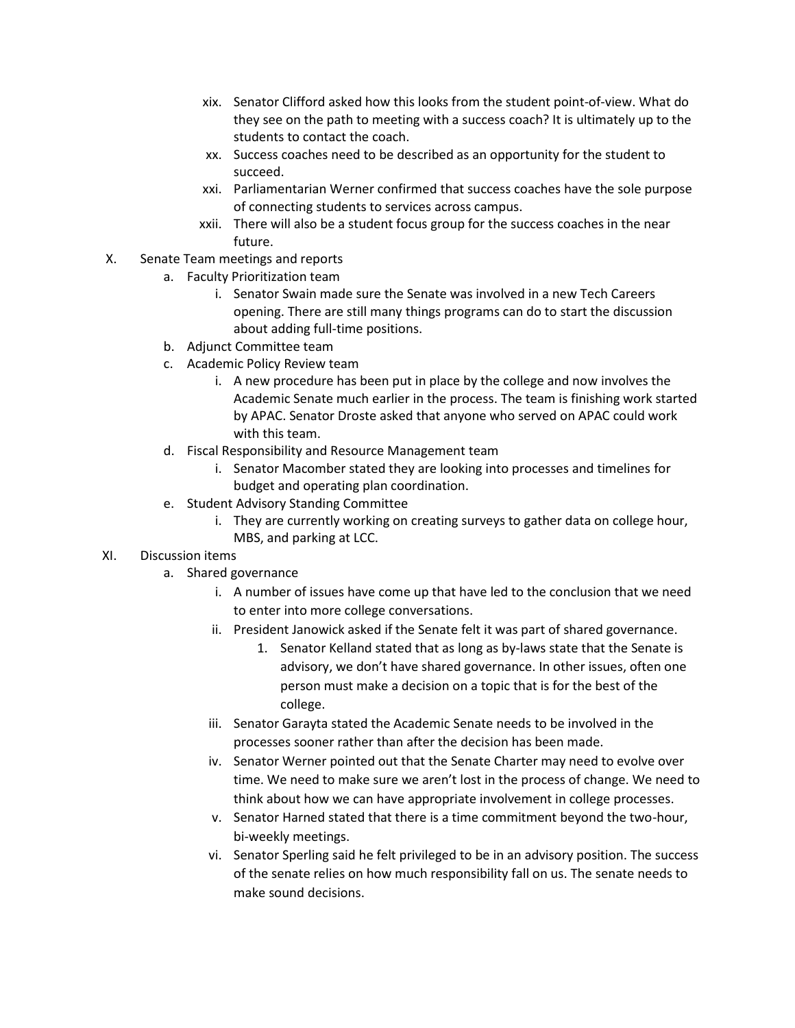xix. Senator Clifford asked how this looks from the student point-of-view. What do they see on the path to meeting with a success coach? It is ultimately up to the students to contact the coach.

xx. Success coaches need to be described as an opportunity for the student to succeed.

xxi. Parliamentarian Werner confirmed that success coaches have the sole purpose of connecting students to services across campus.

xxii. There will also be a student focus group for the success coaches in the near future.

X. Senate Team meetings and reports

- a. Faculty Prioritization team
  - i. Senator Swain made sure the Senate was involved in a new Tech Careers opening. There are still many things programs can do to start the discussion about adding full-time positions.
- b. Adjunct Committee team
- c. Academic Policy Review team
  - i. A new procedure has been put in place by the college and now involves the Academic Senate much earlier in the process. The team is finishing work started by APAC. Senator Droste asked that anyone who served on APAC could work with this team.
- d. Fiscal Responsibility and Resource Management team
  - i. Senator Macomber stated they are looking into processes and timelines for budget and operating plan coordination.
- e. Student Advisory Standing Committee
  - i. They are currently working on creating surveys to gather data on college hour, MBS, and parking at LCC.

XI. Discussion items

- a. Shared governance
  - i. A number of issues have come up that have led to the conclusion that we need to enter into more college conversations.
  - ii. President Janowick asked if the Senate felt it was part of shared governance.
    1. Senator Kelland stated that as long as by-laws state that the Senate is advisory, we don't have shared governance. In other issues, often one person must make a decision on a topic that is for the best of the college.
  - iii. Senator Garayta stated the Academic Senate needs to be involved in the processes sooner rather than after the decision has been made.
  - iv. Senator Werner pointed out that the Senate Charter may need to evolve over time. We need to make sure we aren't lost in the process of change. We need to think about how we can have appropriate involvement in college processes.
  - v. Senator Harned stated that there is a time commitment beyond the two-hour, bi-weekly meetings.
  - vi. Senator Sperling said he felt privileged to be in an advisory position. The success of the senate relies on how much responsibility fall on us. The senate needs to make sound decisions.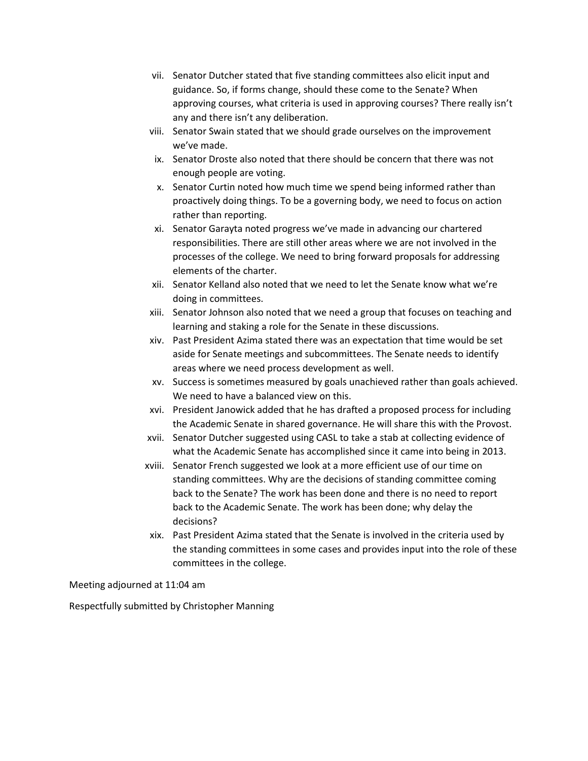vii. Senator Dutcher stated that five standing committees also elicit input and guidance. So, if forms change, should these come to the Senate? When approving courses, what criteria is used in approving courses? There really isn't any and there isn't any deliberation.

viii. Senator Swain stated that we should grade ourselves on the improvement we've made.

ix. Senator Droste also noted that there should be concern that there was not enough people are voting.

x. Senator Curtin noted how much time we spend being informed rather than proactively doing things. To be a governing body, we need to focus on action rather than reporting.

xi. Senator Garayta noted progress we've made in advancing our chartered responsibilities. There are still other areas where we are not involved in the processes of the college. We need to bring forward proposals for addressing elements of the charter.

xii. Senator Kelland also noted that we need to let the Senate know what we're doing in committees.

xiii. Senator Johnson also noted that we need a group that focuses on teaching and learning and staking a role for the Senate in these discussions.

xiv. Past President Azima stated there was an expectation that time would be set aside for Senate meetings and subcommittees. The Senate needs to identify areas where we need process development as well.

xv. Success is sometimes measured by goals unachieved rather than goals achieved. We need to have a balanced view on this.

xvi. President Janowick added that he has drafted a proposed process for including the Academic Senate in shared governance. He will share this with the Provost.

xvii. Senator Dutcher suggested using CASL to take a stab at collecting evidence of what the Academic Senate has accomplished since it came into being in 2013.

xviii. Senator French suggested we look at a more efficient use of our time on standing committees. Why are the decisions of standing committee coming back to the Senate? The work has been done and there is no need to report back to the Academic Senate. The work has been done; why delay the decisions?

xix. Past President Azima stated that the Senate is involved in the criteria used by the standing committees in some cases and provides input into the role of these committees in the college.

Meeting adjourned at 11:04 am

Respectfully submitted by Christopher Manning